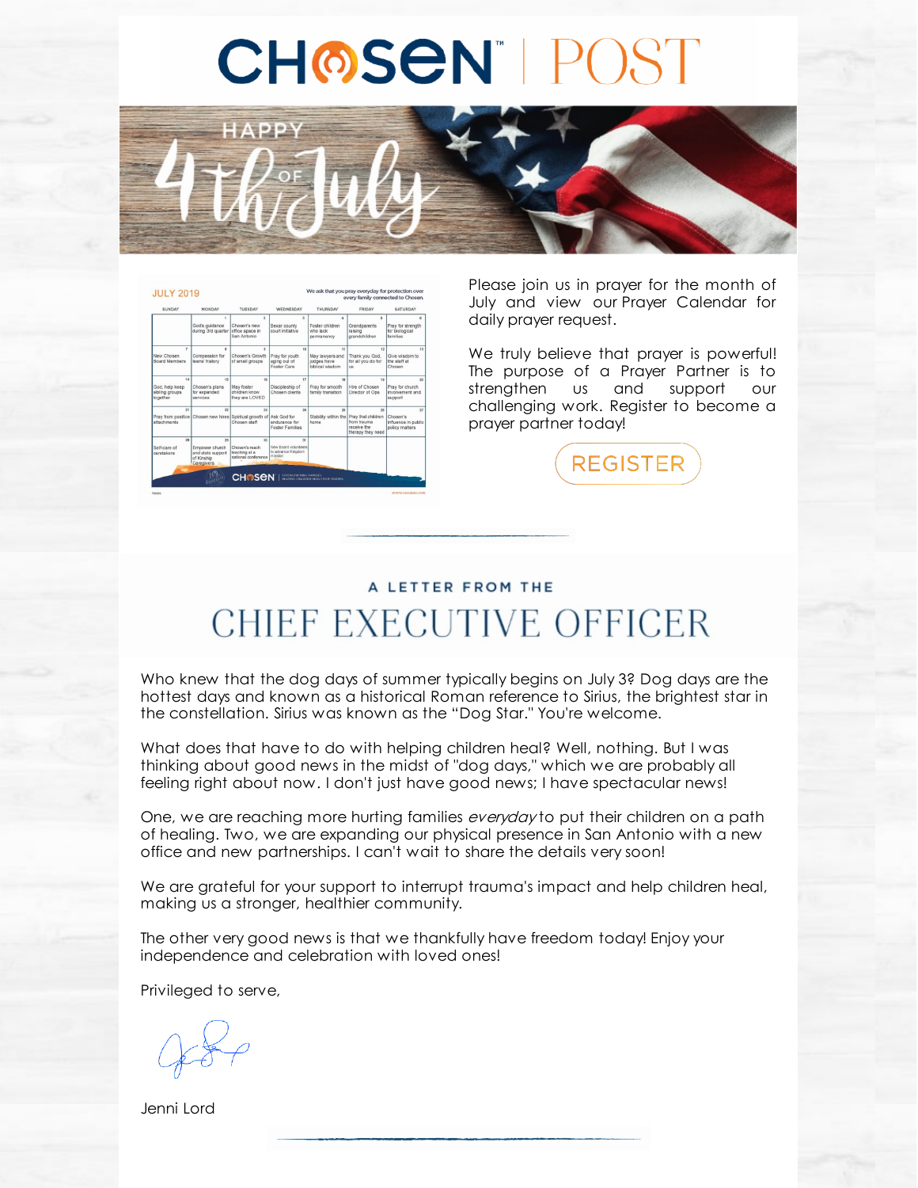# CHOSEN™ | POST

HAPPY 4th OF July

| JULY 2019 | | | | | | We ask that you pray everyday for protection over every family connected to Chosen. |
|---|---|---|---|---|---|---|
| SUNDAY | MONDAY | TUESDAY | WEDNESDAY | THURSDAY | FRIDAY | SATURDAY |
| | 1 God's guidance during 3rd quarter | 2 Chosen's new office space in San Antonio | 3 Bexar county court initiative | 4 Foster children who lack permanency | 5 Grandparents raising grandchildren | 6 Pray for strength for biological families |
| 7 New Chosen Board Members | 8 Compassion for teens' history | 9 Chosen's Growth of small groups | 10 Pray for youth aging out of Foster Care | 11 May lawyers and judges have biblical wisdom | 12 Thank you God, for all you do for us | 13 Give wisdom to the staff at Chosen |
| 14 God, help keep sibling groups together | 15 Chosen's plans for expanded services | 16 May foster children know they are LOVED | 17 Discipleship of Chosen clients | 18 Pray for smooth family transition | 19 Hire of Chosen Director of Ops | 20 Pray for church involvement and support |
| 21 Pray from positive attachments | 22 Chosen new hires | 23 Spiritual growth of Chosen staff | 24 Ask God for endurance for Foster Families | 25 Stability within the home | 26 Pray that children from trauma receive the therapy they need | 27 Chosen's influence in public policy matters |
| 28 Self-care of caretakers | 29 Empower church and state support of Kinship Caregivers | 30 Chosen's reach teaching at a national conference | 31 New board volunteers to advance Kingdom mission | | | |

Please join us in prayer for the month of July and view our Prayer Calendar for daily prayer request.

We truly believe that prayer is powerful! The purpose of a Prayer Partner is to strengthen us and support our challenging work. Register to become a prayer partner today!

REGISTER

---

A LETTER FROM THE

## CHIEF EXECUTIVE OFFICER

Who knew that the dog days of summer typically begins on July 3? Dog days are the hottest days and known as a historical Roman reference to Sirius, the brightest star in the constellation. Sirius was known as the "Dog Star." You're welcome.

What does that have to do with helping children heal? Well, nothing. But I was thinking about good news in the midst of "dog days," which we are probably all feeling right about now. I don't just have good news; I have spectacular news!

One, we are reaching more hurting families *everyday* to put their children on a path of healing. Two, we are expanding our physical presence in San Antonio with a new office and new partnerships. I can't wait to share the details very soon!

We are grateful for your support to interrupt trauma's impact and help children heal, making us a stronger, healthier community.

The other very good news is that we thankfully have freedom today! Enjoy your independence and celebration with loved ones!

Privileged to serve,

Jenni Lord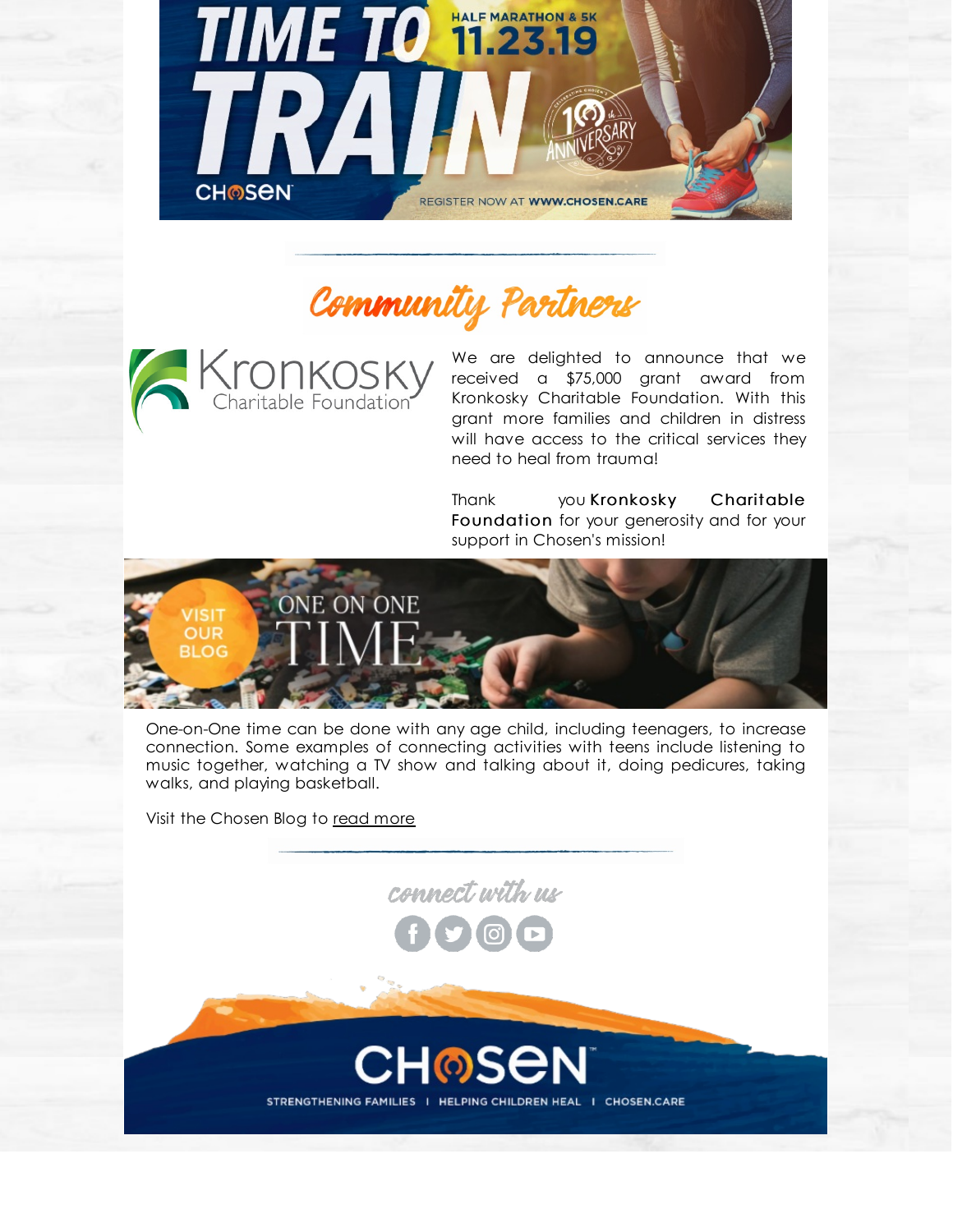TIME TO TRAIN

HALF MARATHON & 5K 11.23.19

10th ANNIVERSARY

CHOSEN

REGISTER NOW AT WWW.CHOSEN.CARE

## Community Partners

Kronkosky Charitable Foundation

We are delighted to announce that we received a $75,000 grant award from Kronkosky Charitable Foundation. With this grant more families and children in distress will have access to the critical services they need to heal from trauma!

Thank you Kronkosky Charitable Foundation for your generosity and for your support in Chosen's mission!

VISIT OUR BLOG

ONE ON ONE TIME

One-on-One time can be done with any age child, including teenagers, to increase connection. Some examples of connecting activities with teens include listening to music together, watching a TV show and talking about it, doing pedicures, taking walks, and playing basketball.

Visit the Chosen Blog to read more

connect with us

CHOSEN™

STRENGTHENING FAMILIES | HELPING CHILDREN HEAL | CHOSEN.CARE